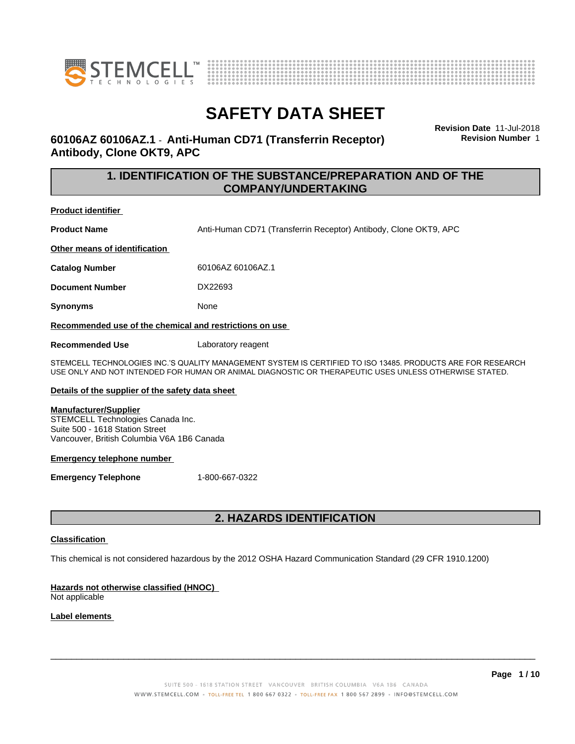# SAFETY DATA SHEET

**60106AZ 60106AZ.1 - Anti-Human CD71 (Transferrin Receptor) Antibody, Clone OKT9, APC**

**Revision Date** 11-Jul-2018
**Revision Number** 1

## 1. IDENTIFICATION OF THE SUBSTANCE/PREPARATION AND OF THE COMPANY/UNDERTAKING

**Product identifier**

| | |
|---|---|
| **Product Name** | Anti-Human CD71 (Transferrin Receptor) Antibody, Clone OKT9, APC |

**Other means of identification**

| | |
|---|---|
| **Catalog Number** | 60106AZ 60106AZ.1 |
| **Document Number** | DX22693 |
| **Synonyms** | None |

**Recommended use of the chemical and restrictions on use**

| | |
|---|---|
| **Recommended Use** | Laboratory reagent |

STEMCELL TECHNOLOGIES INC.'S QUALITY MANAGEMENT SYSTEM IS CERTIFIED TO ISO 13485. PRODUCTS ARE FOR RESEARCH USE ONLY AND NOT INTENDED FOR HUMAN OR ANIMAL DIAGNOSTIC OR THERAPEUTIC USES UNLESS OTHERWISE STATED.

**Details of the supplier of the safety data sheet**

**Manufacturer/Supplier**
STEMCELL Technologies Canada Inc.
Suite 500 - 1618 Station Street
Vancouver, British Columbia V6A 1B6 Canada

**Emergency telephone number**

| | |
|---|---|
| **Emergency Telephone** | 1-800-667-0322 |

## 2. HAZARDS IDENTIFICATION

**Classification**

This chemical is not considered hazardous by the 2012 OSHA Hazard Communication Standard (29 CFR 1910.1200)

**Hazards not otherwise classified (HNOC)**
Not applicable

**Label elements**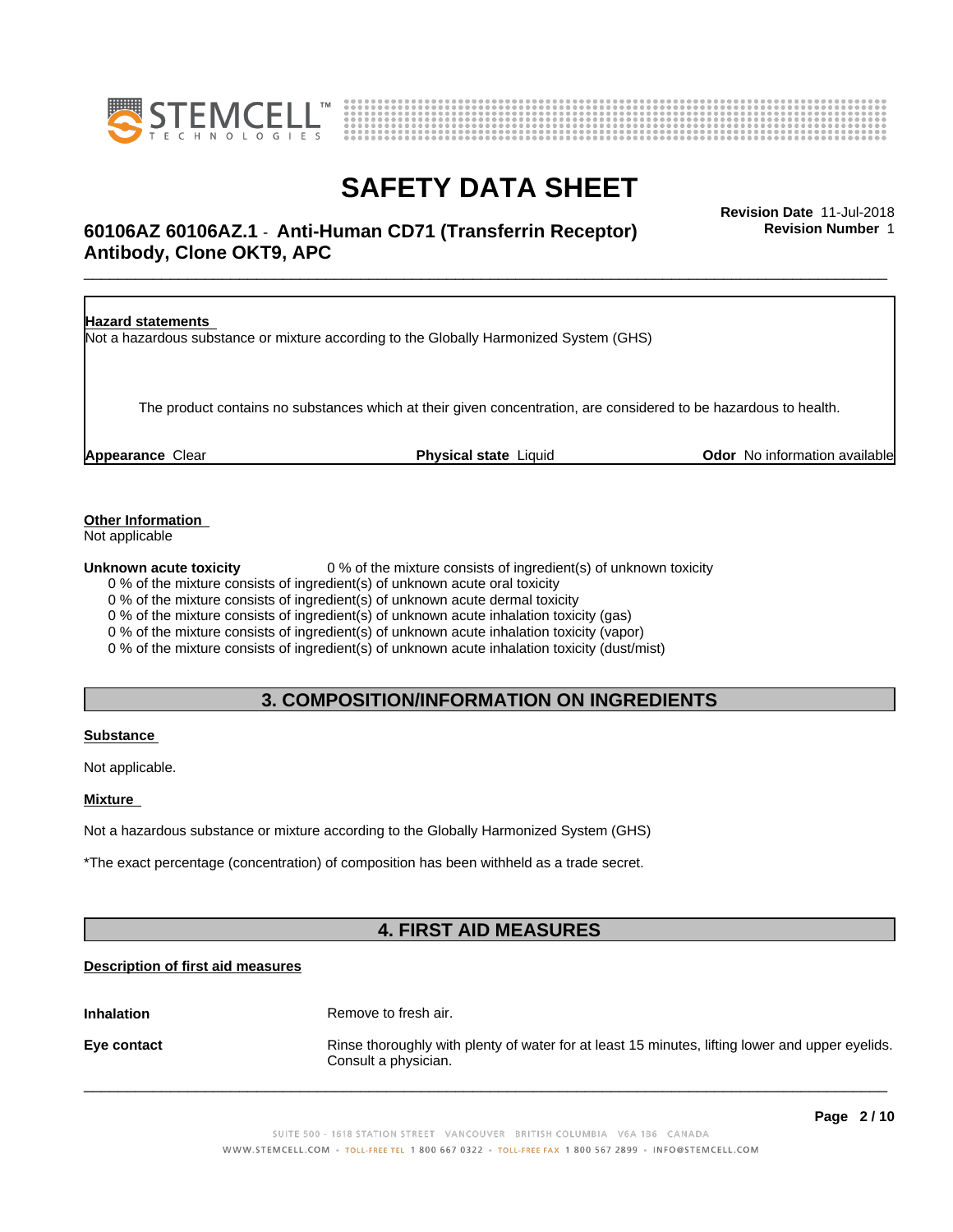**Hazard statements**

Not a hazardous substance or mixture according to the Globally Harmonized System (GHS)

The product contains no substances which at their given concentration, are considered to be hazardous to health.

**Appearance** Clear **Physical state** Liquid **Odor** No information available

**Other Information**

Not applicable

**Unknown acute toxicity** 0 % of the mixture consists of ingredient(s) of unknown toxicity

0 % of the mixture consists of ingredient(s) of unknown acute oral toxicity
0 % of the mixture consists of ingredient(s) of unknown acute dermal toxicity
0 % of the mixture consists of ingredient(s) of unknown acute inhalation toxicity (gas)
0 % of the mixture consists of ingredient(s) of unknown acute inhalation toxicity (vapor)
0 % of the mixture consists of ingredient(s) of unknown acute inhalation toxicity (dust/mist)

## 3. COMPOSITION/INFORMATION ON INGREDIENTS

**Substance**

Not applicable.

**Mixture**

Not a hazardous substance or mixture according to the Globally Harmonized System (GHS)

*The exact percentage (concentration) of composition has been withheld as a trade secret.

## 4. FIRST AID MEASURES

**Description of first aid measures**

**Inhalation** Remove to fresh air.

**Eye contact** Rinse thoroughly with plenty of water for at least 15 minutes, lifting lower and upper eyelids. Consult a physician.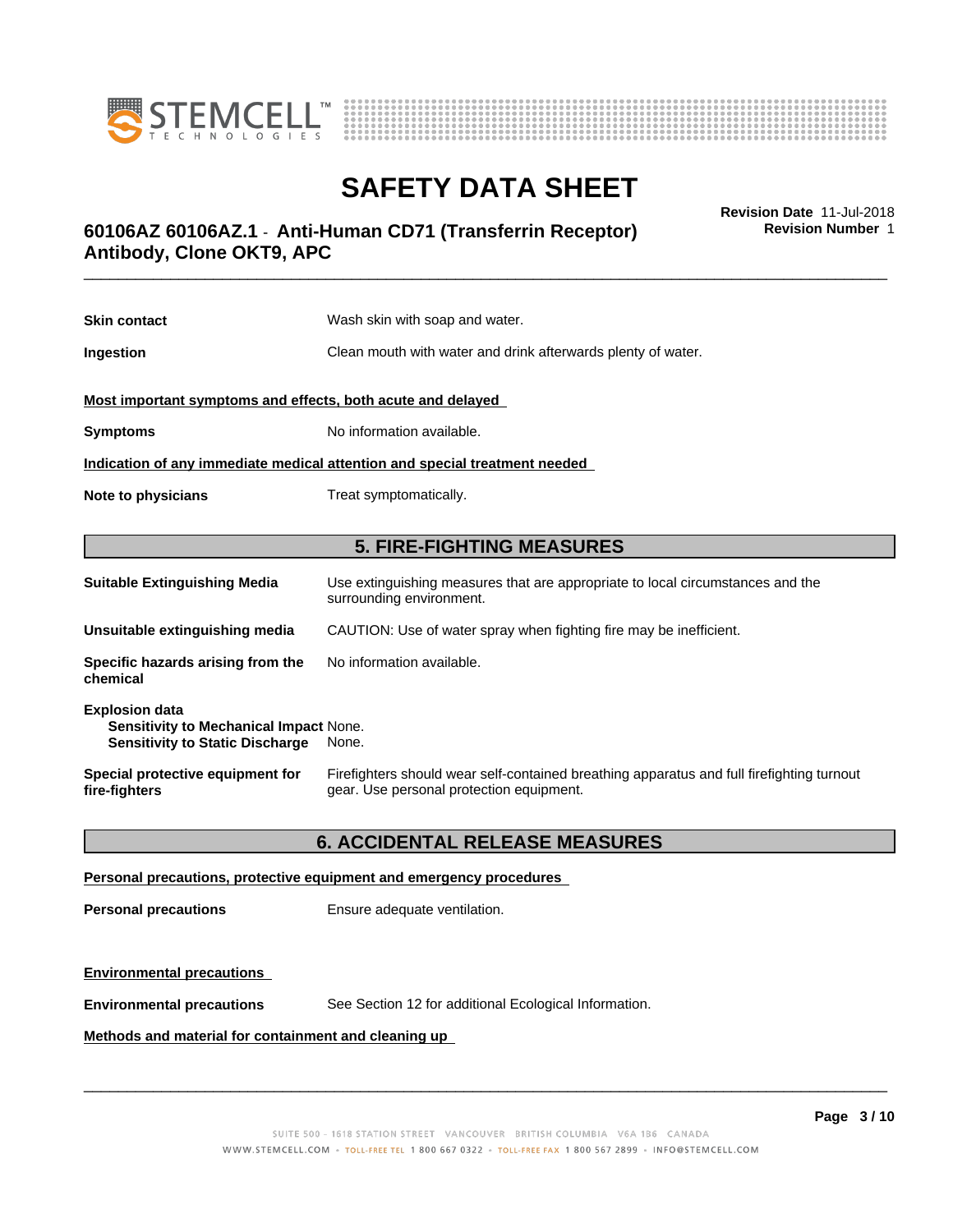**Skin contact** Wash skin with soap and water.

**Ingestion** Clean mouth with water and drink afterwards plenty of water.

**Most important symptoms and effects, both acute and delayed**

**Symptoms** No information available.

**Indication of any immediate medical attention and special treatment needed**

**Note to physicians** Treat symptomatically.

## 5. FIRE-FIGHTING MEASURES

**Suitable Extinguishing Media** Use extinguishing measures that are appropriate to local circumstances and the surrounding environment.

**Unsuitable extinguishing media** CAUTION: Use of water spray when fighting fire may be inefficient.

**Specific hazards arising from the chemical** No information available.

**Explosion data**
**Sensitivity to Mechanical Impact** None.
**Sensitivity to Static Discharge** None.

**Special protective equipment for fire-fighters** Firefighters should wear self-contained breathing apparatus and full firefighting turnout gear. Use personal protection equipment.

## 6. ACCIDENTAL RELEASE MEASURES

**Personal precautions, protective equipment and emergency procedures**

**Personal precautions** Ensure adequate ventilation.

**Environmental precautions**

**Environmental precautions** See Section 12 for additional Ecological Information.

**Methods and material for containment and cleaning up**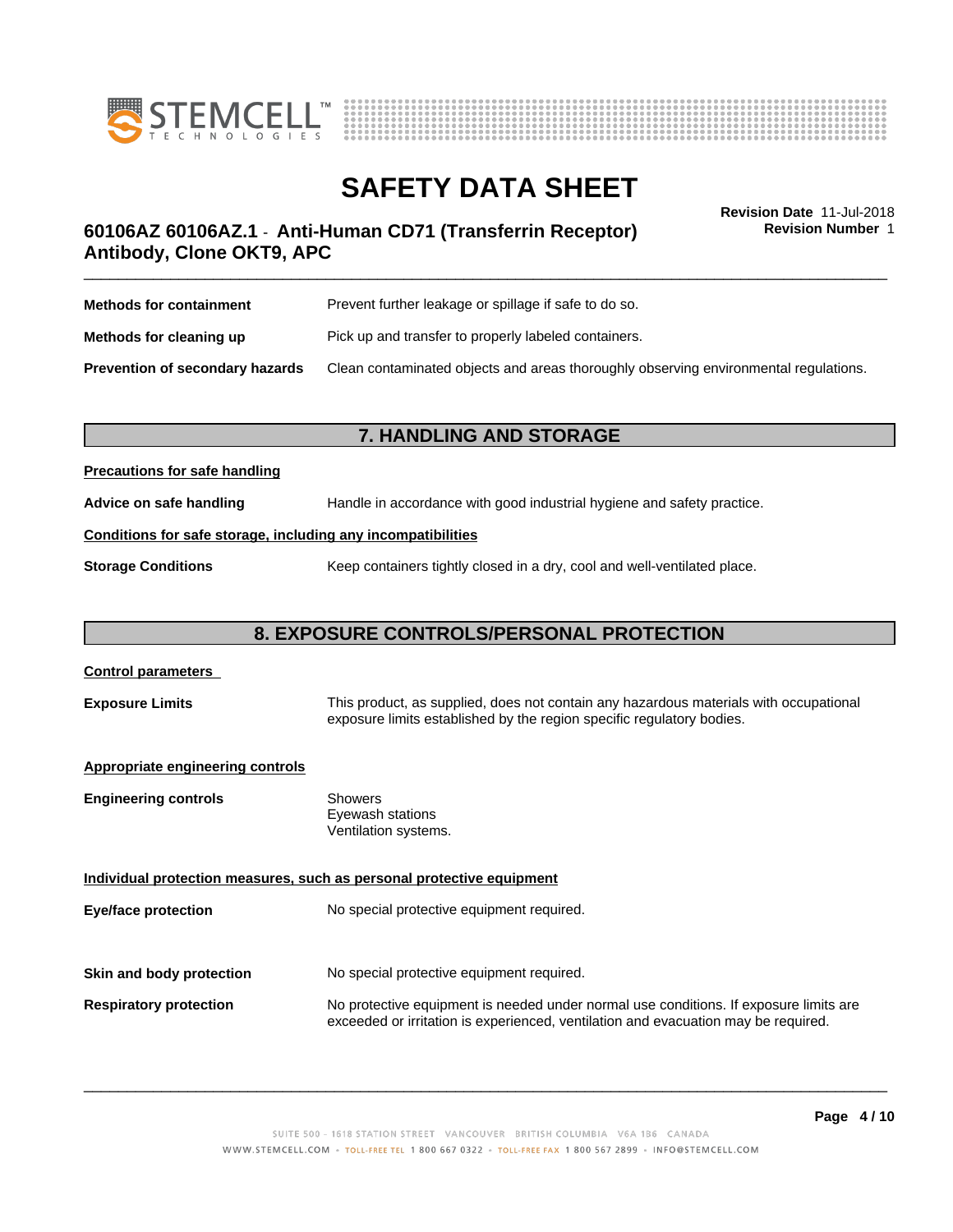| | |
|---|---|
| **Methods for containment** | Prevent further leakage or spillage if safe to do so. |
| **Methods for cleaning up** | Pick up and transfer to properly labeled containers. |
| **Prevention of secondary hazards** | Clean contaminated objects and areas thoroughly observing environmental regulations. |

## 7. HANDLING AND STORAGE

**Precautions for safe handling**

| | |
|---|---|
| **Advice on safe handling** | Handle in accordance with good industrial hygiene and safety practice. |

**Conditions for safe storage, including any incompatibilities**

| | |
|---|---|
| **Storage Conditions** | Keep containers tightly closed in a dry, cool and well-ventilated place. |

## 8. EXPOSURE CONTROLS/PERSONAL PROTECTION

**Control parameters**

| | |
|---|---|
| **Exposure Limits** | This product, as supplied, does not contain any hazardous materials with occupational exposure limits established by the region specific regulatory bodies. |

**Appropriate engineering controls**

| | |
|---|---|
| **Engineering controls** | Showers<br>Eyewash stations<br>Ventilation systems. |

**Individual protection measures, such as personal protective equipment**

| | |
|---|---|
| **Eye/face protection** | No special protective equipment required. |
| **Skin and body protection** | No special protective equipment required. |
| **Respiratory protection** | No protective equipment is needed under normal use conditions. If exposure limits are exceeded or irritation is experienced, ventilation and evacuation may be required. |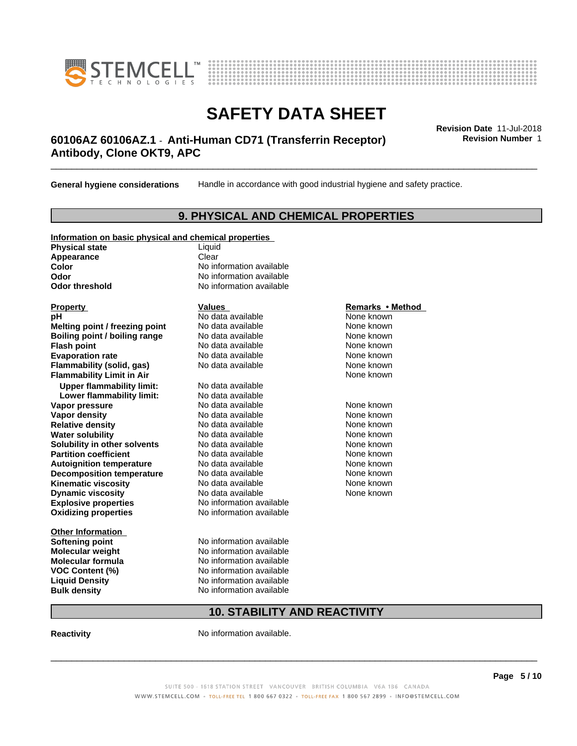**General hygiene considerations** Handle in accordance with good industrial hygiene and safety practice.

## 9. PHYSICAL AND CHEMICAL PROPERTIES

**Information on basic physical and chemical properties**

| | |
|---|---|
| **Physical state** | Liquid |
| **Appearance** | Clear |
| **Color** | No information available |
| **Odor** | No information available |
| **Odor threshold** | No information available |

| **Property** | **Values** | **Remarks • Method** |
|---|---|---|
| **pH** | No data available | None known |
| **Melting point / freezing point** | No data available | None known |
| **Boiling point / boiling range** | No data available | None known |
| **Flash point** | No data available | None known |
| **Evaporation rate** | No data available | None known |
| **Flammability (solid, gas)** | No data available | None known |
| **Flammability Limit in Air** | | None known |
| **Upper flammability limit:** | No data available | |
| **Lower flammability limit:** | No data available | |
| **Vapor pressure** | No data available | None known |
| **Vapor density** | No data available | None known |
| **Relative density** | No data available | None known |
| **Water solubility** | No data available | None known |
| **Solubility in other solvents** | No data available | None known |
| **Partition coefficient** | No data available | None known |
| **Autoignition temperature** | No data available | None known |
| **Decomposition temperature** | No data available | None known |
| **Kinematic viscosity** | No data available | None known |
| **Dynamic viscosity** | No data available | None known |
| **Explosive properties** | No information available | |
| **Oxidizing properties** | No information available | |

**Other Information**

| | |
|---|---|
| **Softening point** | No information available |
| **Molecular weight** | No information available |
| **Molecular formula** | No information available |
| **VOC Content (%)** | No information available |
| **Liquid Density** | No information available |
| **Bulk density** | No information available |

## 10. STABILITY AND REACTIVITY

**Reactivity** No information available.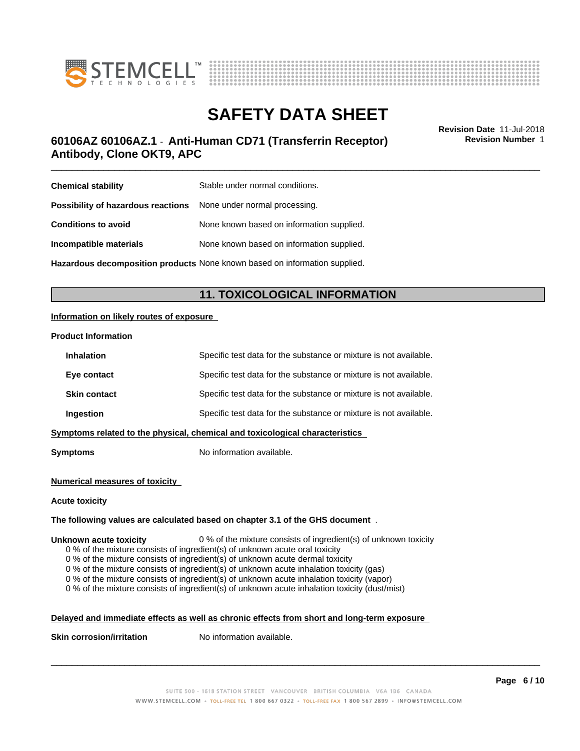| | |
|---|---|
| **Chemical stability** | Stable under normal conditions. |
| **Possibility of hazardous reactions** | None under normal processing. |
| **Conditions to avoid** | None known based on information supplied. |
| **Incompatible materials** | None known based on information supplied. |
| **Hazardous decomposition products** | None known based on information supplied. |

## 11. TOXICOLOGICAL INFORMATION

**Information on likely routes of exposure**

**Product Information**

| | |
|---|---|
| **Inhalation** | Specific test data for the substance or mixture is not available. |
| **Eye contact** | Specific test data for the substance or mixture is not available. |
| **Skin contact** | Specific test data for the substance or mixture is not available. |
| **Ingestion** | Specific test data for the substance or mixture is not available. |

**Symptoms related to the physical, chemical and toxicological characteristics**

**Symptoms** No information available.

**Numerical measures of toxicity**

**Acute toxicity**

**The following values are calculated based on chapter 3.1 of the GHS document** .

**Unknown acute toxicity** 0 % of the mixture consists of ingredient(s) of unknown toxicity

0 % of the mixture consists of ingredient(s) of unknown acute oral toxicity
0 % of the mixture consists of ingredient(s) of unknown acute dermal toxicity
0 % of the mixture consists of ingredient(s) of unknown acute inhalation toxicity (gas)
0 % of the mixture consists of ingredient(s) of unknown acute inhalation toxicity (vapor)
0 % of the mixture consists of ingredient(s) of unknown acute inhalation toxicity (dust/mist)

**Delayed and immediate effects as well as chronic effects from short and long-term exposure**

**Skin corrosion/irritation** No information available.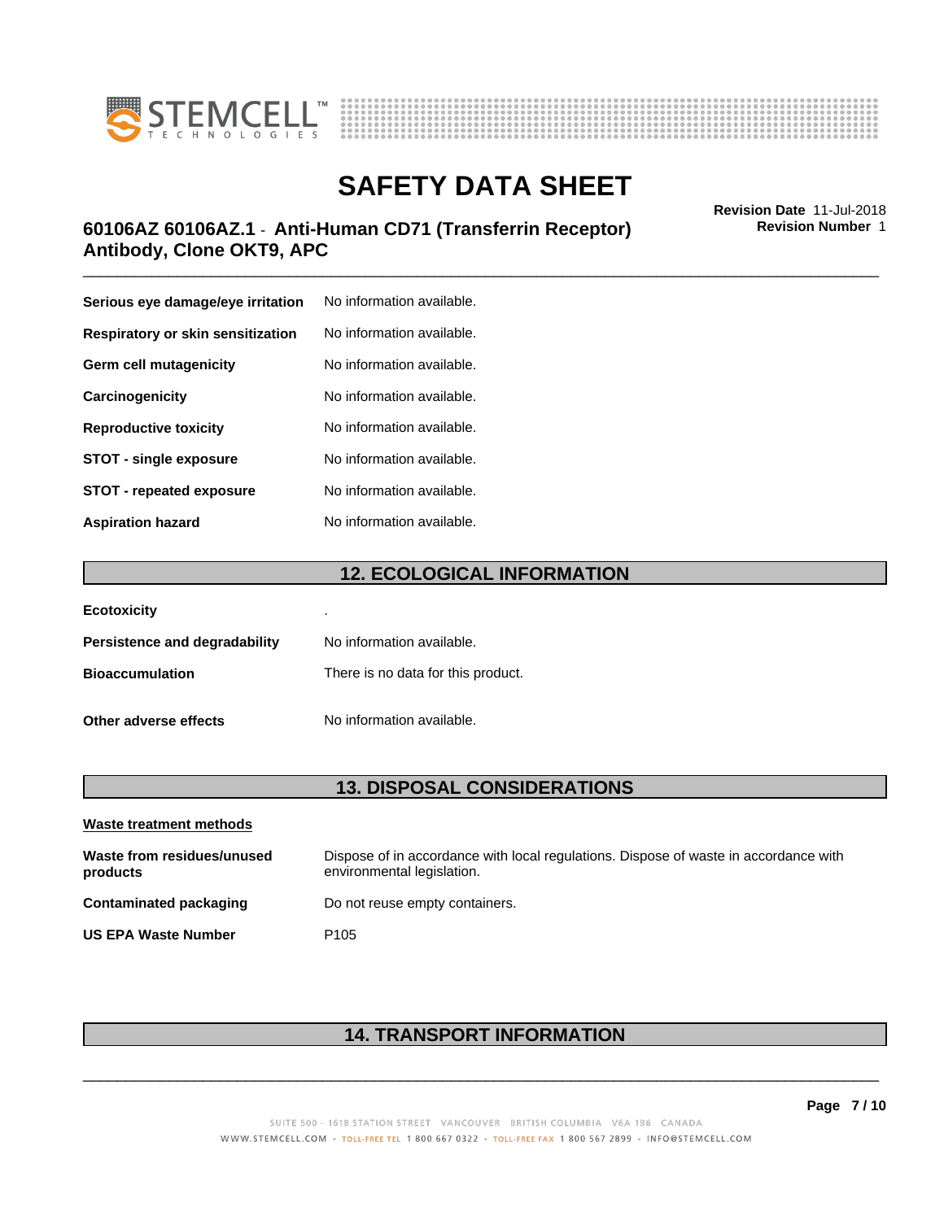| | |
|---|---|
| **Serious eye damage/eye irritation** | No information available. |
| **Respiratory or skin sensitization** | No information available. |
| **Germ cell mutagenicity** | No information available. |
| **Carcinogenicity** | No information available. |
| **Reproductive toxicity** | No information available. |
| **STOT - single exposure** | No information available. |
| **STOT - repeated exposure** | No information available. |
| **Aspiration hazard** | No information available. |

## 12. ECOLOGICAL INFORMATION

| | |
|---|---|
| **Ecotoxicity** | . |
| **Persistence and degradability** | No information available. |
| **Bioaccumulation** | There is no data for this product. |
| **Other adverse effects** | No information available. |

## 13. DISPOSAL CONSIDERATIONS

**Waste treatment methods**

| | |
|---|---|
| **Waste from residues/unused products** | Dispose of in accordance with local regulations. Dispose of waste in accordance with environmental legislation. |
| **Contaminated packaging** | Do not reuse empty containers. |
| **US EPA Waste Number** | P105 |

## 14. TRANSPORT INFORMATION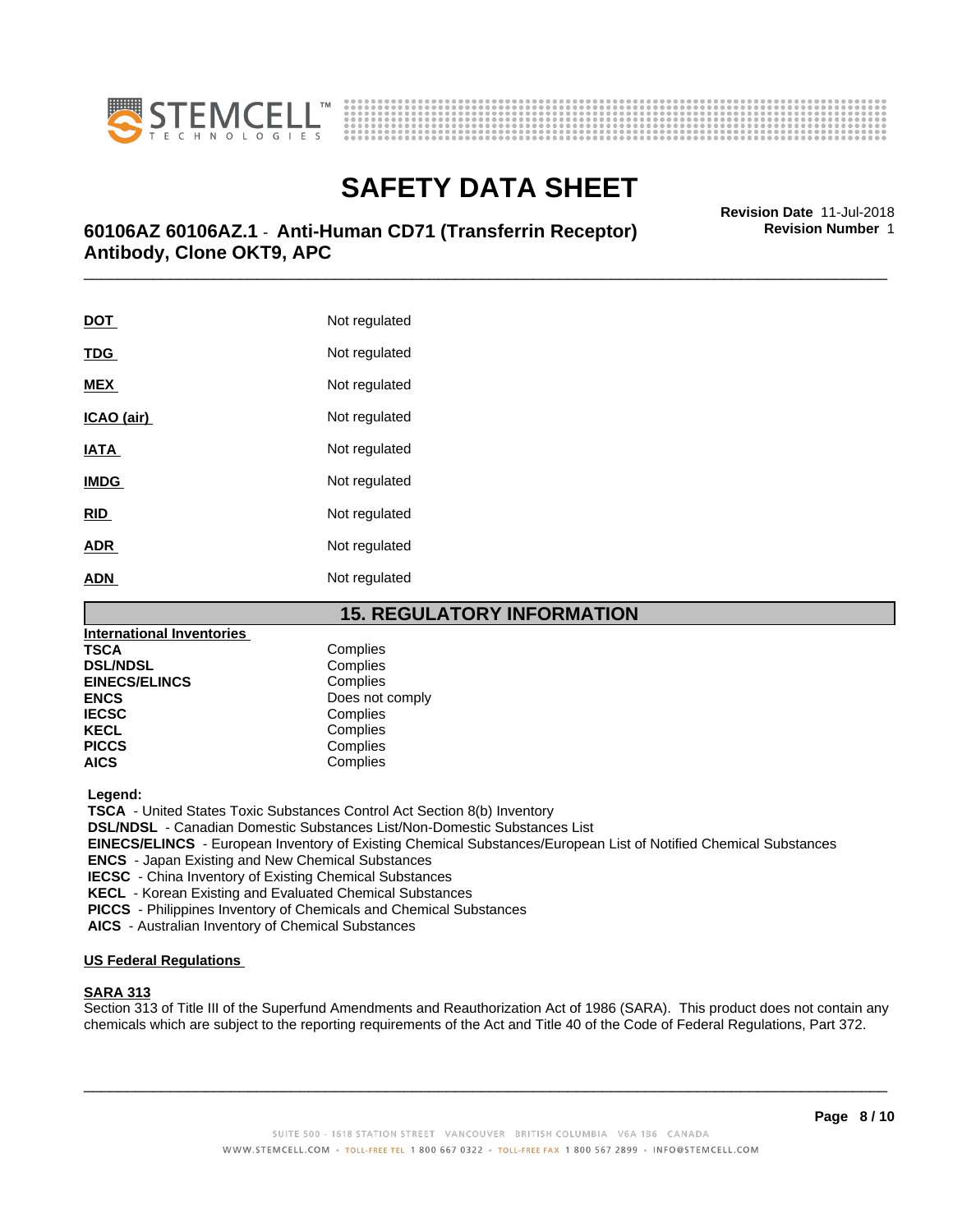| | |
|---|---|
| **DOT** | Not regulated |
| **TDG** | Not regulated |
| **MEX** | Not regulated |
| **ICAO (air)** | Not regulated |
| **IATA** | Not regulated |
| **IMDG** | Not regulated |
| **RID** | Not regulated |
| **ADR** | Not regulated |
| **ADN** | Not regulated |

## 15. REGULATORY INFORMATION

**International Inventories**

| | |
|---|---|
| **TSCA** | Complies |
| **DSL/NDSL** | Complies |
| **EINECS/ELINCS** | Complies |
| **ENCS** | Does not comply |
| **IECSC** | Complies |
| **KECL** | Complies |
| **PICCS** | Complies |
| **AICS** | Complies |

**Legend:**

**TSCA** - United States Toxic Substances Control Act Section 8(b) Inventory
**DSL/NDSL** - Canadian Domestic Substances List/Non-Domestic Substances List
**EINECS/ELINCS** - European Inventory of Existing Chemical Substances/European List of Notified Chemical Substances
**ENCS** - Japan Existing and New Chemical Substances
**IECSC** - China Inventory of Existing Chemical Substances
**KECL** - Korean Existing and Evaluated Chemical Substances
**PICCS** - Philippines Inventory of Chemicals and Chemical Substances
**AICS** - Australian Inventory of Chemical Substances

**US Federal Regulations**

**SARA 313**

Section 313 of Title III of the Superfund Amendments and Reauthorization Act of 1986 (SARA). This product does not contain any chemicals which are subject to the reporting requirements of the Act and Title 40 of the Code of Federal Regulations, Part 372.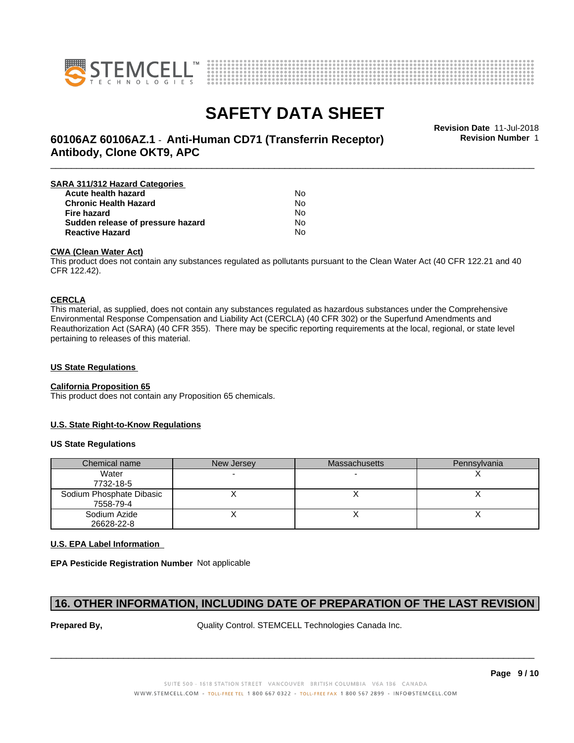**SARA 311/312 Hazard Categories**

| | |
|---|---|
| **Acute health hazard** | No |
| **Chronic Health Hazard** | No |
| **Fire hazard** | No |
| **Sudden release of pressure hazard** | No |
| **Reactive Hazard** | No |

**CWA (Clean Water Act)**

This product does not contain any substances regulated as pollutants pursuant to the Clean Water Act (40 CFR 122.21 and 40 CFR 122.42).

**CERCLA**

This material, as supplied, does not contain any substances regulated as hazardous substances under the Comprehensive Environmental Response Compensation and Liability Act (CERCLA) (40 CFR 302) or the Superfund Amendments and Reauthorization Act (SARA) (40 CFR 355). There may be specific reporting requirements at the local, regional, or state level pertaining to releases of this material.

**US State Regulations**

**California Proposition 65**

This product does not contain any Proposition 65 chemicals.

**U.S. State Right-to-Know Regulations**

**US State Regulations**

| Chemical name | New Jersey | Massachusetts | Pennsylvania |
|---|---|---|---|
| Water<br>7732-18-5 | - | - | X |
| Sodium Phosphate Dibasic<br>7558-79-4 | X | X | X |
| Sodium Azide<br>26628-22-8 | X | X | X |

**U.S. EPA Label Information**

**EPA Pesticide Registration Number** Not applicable

## 16. OTHER INFORMATION, INCLUDING DATE OF PREPARATION OF THE LAST REVISION

**Prepared By,** Quality Control. STEMCELL Technologies Canada Inc.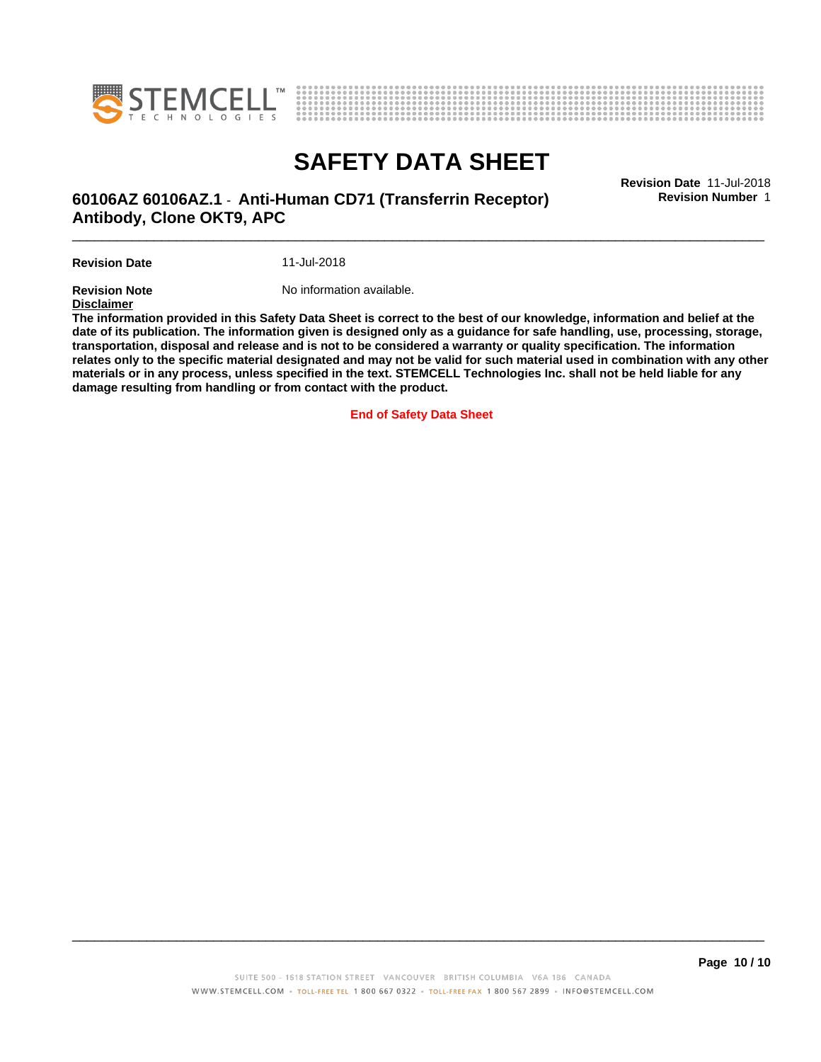**Revision Date** 11-Jul-2018

**Revision Note** No information available.

**Disclaimer**

**The information provided in this Safety Data Sheet is correct to the best of our knowledge, information and belief at the date of its publication. The information given is designed only as a guidance for safe handling, use, processing, storage, transportation, disposal and release and is not to be considered a warranty or quality specification. The information relates only to the specific material designated and may not be valid for such material used in combination with any other materials or in any process, unless specified in the text. STEMCELL Technologies Inc. shall not be held liable for any damage resulting from handling or from contact with the product.**

**End of Safety Data Sheet**